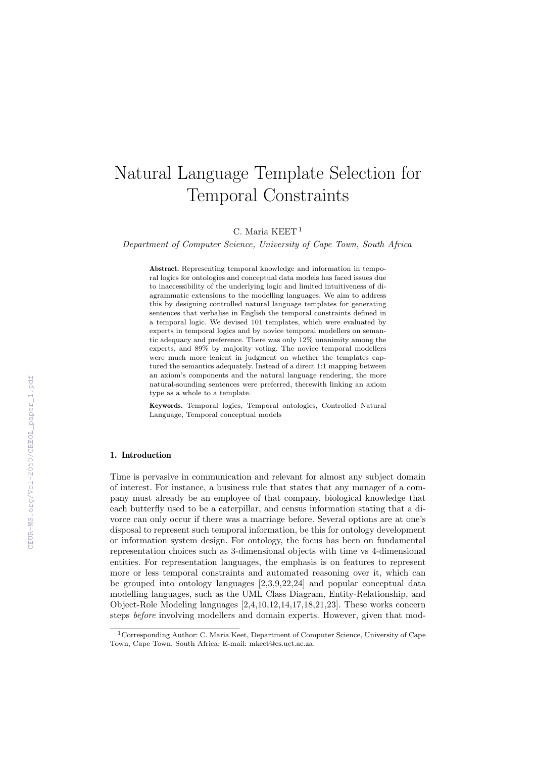# Natural Language Template Selection for Temporal Constraints

C. Maria KEET [1]

*Department of Computer Science, University of Cape Town, South Africa*

**Abstract.** Representing temporal knowledge and information in temporal logics for ontologies and conceptual data models has faced issues due to inaccessibility of the underlying logic and limited intuitiveness of diagrammatic extensions to the modelling languages. We aim to address this by designing controlled natural language templates for generating sentences that verbalise in English the temporal constraints defined in a temporal logic. We devised 101 templates, which were evaluated by experts in temporal logics and by novice temporal modellers on semantic adequacy and preference. There was only 12% unanimity among the experts, and 89% by majority voting. The novice temporal modellers were much more lenient in judgment on whether the templates captured the semantics adequately. Instead of a direct 1:1 mapping between an axiom's components and the natural language rendering, the more natural-sounding sentences were preferred, therewith linking an axiom type as a whole to a template.

**Keywords.** Temporal logics, Temporal ontologies, Controlled Natural Language, Temporal conceptual models

## 1. Introduction

Time is pervasive in communication and relevant for almost any subject domain of interest. For instance, a business rule that states that any manager of a company must already be an employee of that company, biological knowledge that each butterfly used to be a caterpillar, and census information stating that a divorce can only occur if there was a marriage before. Several options are at one's disposal to represent such temporal information, be this for ontology development or information system design. For ontology, the focus has been on fundamental representation choices such as 3-dimensional objects with time vs 4-dimensional entities. For representation languages, the emphasis is on features to represent more or less temporal constraints and automated reasoning over it, which can be grouped into ontology languages [2,3,9,22,24] and popular conceptual data modelling languages, such as the UML Class Diagram, Entity-Relationship, and Object-Role Modeling languages [2,4,10,12,14,17,18,21,23]. These works concern steps *before* involving modellers and domain experts. However, given that mod-

[1] Corresponding Author: C. Maria Keet, Department of Computer Science, University of Cape Town, Cape Town, South Africa; E-mail: mkeet@cs.uct.ac.za.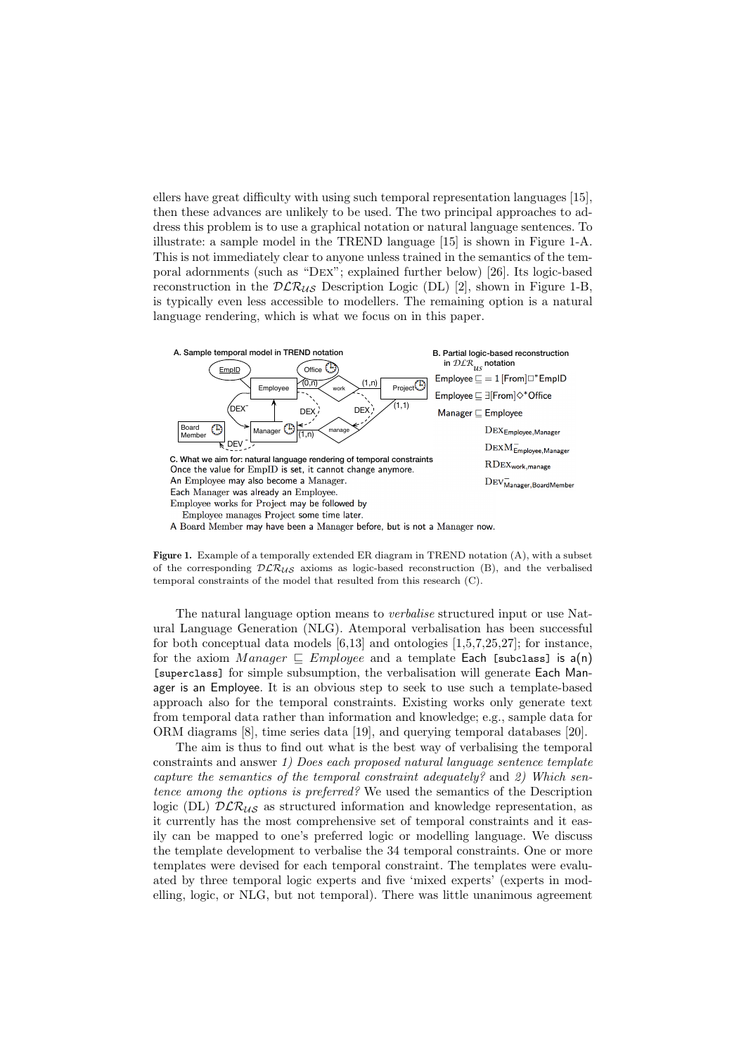ellers have great difficulty with using such temporal representation languages [15], then these advances are unlikely to be used. The two principal approaches to address this problem is to use a graphical notation or natural language sentences. To illustrate: a sample model in the TREND language [15] is shown in Figure 1-A. This is not immediately clear to anyone unless trained in the semantics of the temporal adornments (such as "DEX"; explained further below) [26]. Its logic-based reconstruction in the $\mathcal{DLR}_{\mathcal{US}}$ Description Logic (DL) [2], shown in Figure 1-B, is typically even less accessible to modellers. The remaining option is a natural language rendering, which is what we focus on in this paper.

A. Sample temporal model in TREND notation

B. Partial logic-based reconstruction in $\mathcal{DLR}_{\mathcal{US}}$ notation

$\mathsf{Employee} \sqsubseteq = 1\,[\mathsf{From}]\Box^*\mathsf{EmpID}$

$\mathsf{Employee} \sqsubseteq \exists[\mathsf{From}]\Diamond^*\mathsf{Office}$

$\mathsf{Manager} \sqsubseteq \mathsf{Employee}$

$\textsc{Dex}_{\mathsf{Employee,Manager}}$

$\textsc{DexM}^{-}_{\mathsf{Employee,Manager}}$

$\textsc{RDex}_{\mathsf{work,manage}}$

$\textsc{Dev}^{-}_{\mathsf{Manager,BoardMember}}$

C. What we aim for: natural language rendering of temporal constraints

Once the value for EmpID is set, it cannot change anymore.
An Employee may also become a Manager.
Each Manager was already an Employee.
Employee works for Project may be followed by
Employee manages Project some time later.
A Board Member may have been a Manager before, but is not a Manager now.

**Figure 1.** Example of a temporally extended ER diagram in TREND notation (A), with a subset of the corresponding $\mathcal{DLR}_{\mathcal{US}}$ axioms as logic-based reconstruction (B), and the verbalised temporal constraints of the model that resulted from this research (C).

The natural language option means to *verbalise* structured input or use Natural Language Generation (NLG). Atemporal verbalisation has been successful for both conceptual data models [6,13] and ontologies [1,5,7,25,27]; for instance, for the axiom $Manager \sqsubseteq Employee$ and a template `Each [subclass] is a(n) [superclass]` for simple subsumption, the verbalisation will generate Each Manager is an Employee. It is an obvious step to seek to use such a template-based approach also for the temporal constraints. Existing works only generate text from temporal data rather than information and knowledge; e.g., sample data for ORM diagrams [8], time series data [19], and querying temporal databases [20].

The aim is thus to find out what is the best way of verbalising the temporal constraints and answer *1) Does each proposed natural language sentence template capture the semantics of the temporal constraint adequately?* and *2) Which sentence among the options is preferred?* We used the semantics of the Description logic (DL) $\mathcal{DLR}_{\mathcal{US}}$ as structured information and knowledge representation, as it currently has the most comprehensive set of temporal constraints and it easily can be mapped to one's preferred logic or modelling language. We discuss the template development to verbalise the 34 temporal constraints. One or more templates were devised for each temporal constraint. The templates were evaluated by three temporal logic experts and five 'mixed experts' (experts in modelling, logic, or NLG, but not temporal). There was little unanimous agreement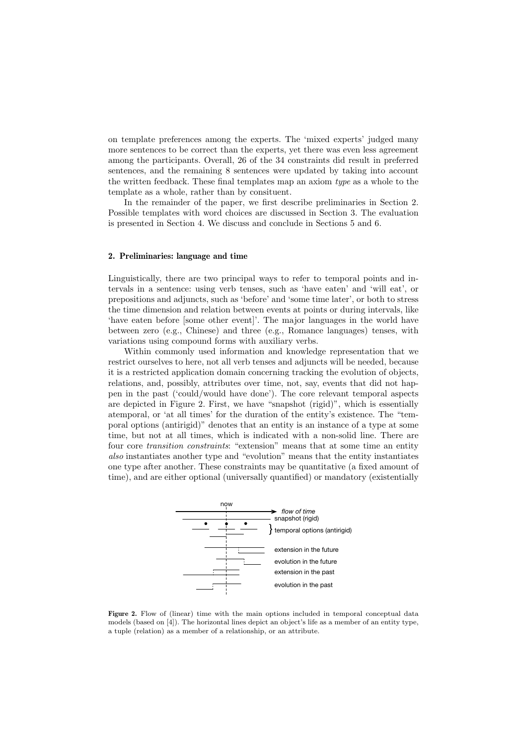on template preferences among the experts. The 'mixed experts' judged many more sentences to be correct than the experts, yet there was even less agreement among the participants. Overall, 26 of the 34 constraints did result in preferred sentences, and the remaining 8 sentences were updated by taking into account the written feedback. These final templates map an axiom *type* as a whole to the template as a whole, rather than by consituent.

In the remainder of the paper, we first describe preliminaries in Section 2. Possible templates with word choices are discussed in Section 3. The evaluation is presented in Section 4. We discuss and conclude in Sections 5 and 6.

## 2. Preliminaries: language and time

Linguistically, there are two principal ways to refer to temporal points and intervals in a sentence: using verb tenses, such as 'have eaten' and 'will eat', or prepositions and adjuncts, such as 'before' and 'some time later', or both to stress the time dimension and relation between events at points or during intervals, like 'have eaten before [some other event]'. The major languages in the world have between zero (e.g., Chinese) and three (e.g., Romance languages) tenses, with variations using compound forms with auxiliary verbs.

Within commonly used information and knowledge representation that we restrict ourselves to here, not all verb tenses and adjuncts will be needed, because it is a restricted application domain concerning tracking the evolution of objects, relations, and, possibly, attributes over time, not, say, events that did not happen in the past ('could/would have done'). The core relevant temporal aspects are depicted in Figure 2. First, we have "snapshot (rigid)", which is essentially atemporal, or 'at all times' for the duration of the entity's existence. The "temporal options (antirigid)" denotes that an entity is an instance of a type at some time, but not at all times, which is indicated with a non-solid line. There are four core *transition constraints*: "extension" means that at some time an entity *also* instantiates another type and "evolution" means that the entity instantiates one type after another. These constraints may be quantitative (a fixed amount of time), and are either optional (universally quantified) or mandatory (existentially

**Figure 2.** Flow of (linear) time with the main options included in temporal conceptual data models (based on [4]). The horizontal lines depict an object's life as a member of an entity type, a tuple (relation) as a member of a relationship, or an attribute.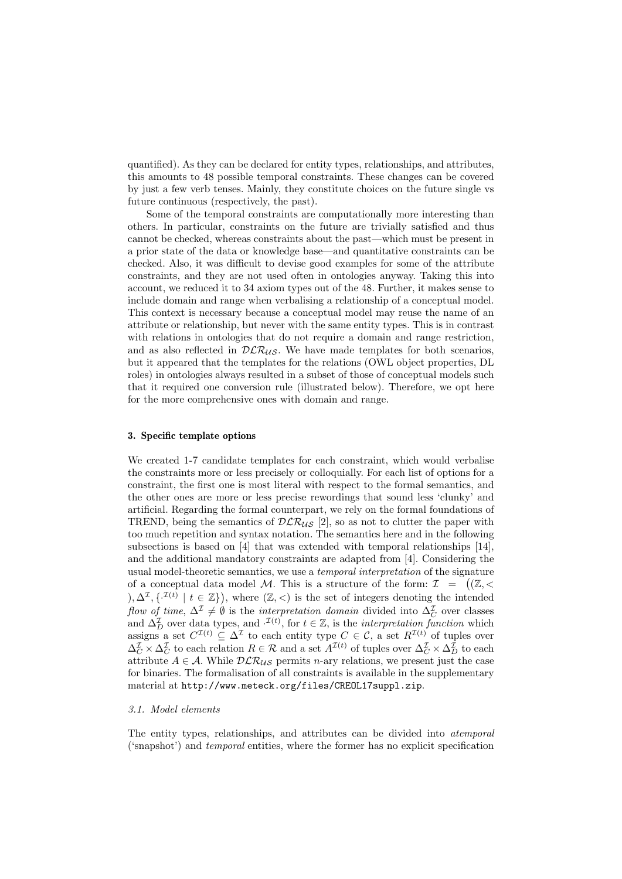quantified). As they can be declared for entity types, relationships, and attributes, this amounts to 48 possible temporal constraints. These changes can be covered by just a few verb tenses. Mainly, they constitute choices on the future single vs future continuous (respectively, the past).

Some of the temporal constraints are computationally more interesting than others. In particular, constraints on the future are trivially satisfied and thus cannot be checked, whereas constraints about the past—which must be present in a prior state of the data or knowledge base—and quantitative constraints can be checked. Also, it was difficult to devise good examples for some of the attribute constraints, and they are not used often in ontologies anyway. Taking this into account, we reduced it to 34 axiom types out of the 48. Further, it makes sense to include domain and range when verbalising a relationship of a conceptual model. This context is necessary because a conceptual model may reuse the name of an attribute or relationship, but never with the same entity types. This is in contrast with relations in ontologies that do not require a domain and range restriction, and as also reflected in $\mathcal{DLR}_{\mathcal{US}}$. We have made templates for both scenarios, but it appeared that the templates for the relations (OWL object properties, DL roles) in ontologies always resulted in a subset of those of conceptual models such that it required one conversion rule (illustrated below). Therefore, we opt here for the more comprehensive ones with domain and range.

## 3. Specific template options

We created 1-7 candidate templates for each constraint, which would verbalise the constraints more or less precisely or colloquially. For each list of options for a constraint, the first one is most literal with respect to the formal semantics, and the other ones are more or less precise rewordings that sound less 'clunky' and artificial. Regarding the formal counterpart, we rely on the formal foundations of TREND, being the semantics of $\mathcal{DLR}_{\mathcal{US}}$ [2], so as not to clutter the paper with too much repetition and syntax notation. The semantics here and in the following subsections is based on [4] that was extended with temporal relationships [14], and the additional mandatory constraints are adapted from [4]. Considering the usual model-theoretic semantics, we use a *temporal interpretation* of the signature of a conceptual data model $\mathcal{M}$. This is a structure of the form: $\mathcal{I} = \big((\mathbb{Z}, <), \Delta^{\mathcal{I}}, \{\cdot^{\mathcal{I}(t)} \mid t \in \mathbb{Z}\}\big)$, where $(\mathbb{Z}, <)$ is the set of integers denoting the intended *flow of time*, $\Delta^{\mathcal{I}} \neq \emptyset$ is the *interpretation domain* divided into $\Delta^{\mathcal{I}}_C$ over classes and $\Delta^{\mathcal{I}}_D$ over data types, and $\cdot^{\mathcal{I}(t)}$, for $t \in \mathbb{Z}$, is the *interpretation function* which assigns a set $C^{\mathcal{I}(t)} \subseteq \Delta^{\mathcal{I}}$ to each entity type $C \in \mathcal{C}$, a set $R^{\mathcal{I}(t)}$ of tuples over $\Delta^{\mathcal{I}}_C \times \Delta^{\mathcal{I}}_C$ to each relation $R \in \mathcal{R}$ and a set $A^{\mathcal{I}(t)}$ of tuples over $\Delta^{\mathcal{I}}_C \times \Delta^{\mathcal{I}}_D$ to each attribute $A \in \mathcal{A}$. While $\mathcal{DLR}_{\mathcal{US}}$ permits $n$-ary relations, we present just the case for binaries. The formalisation of all constraints is available in the supplementary material at http://www.meteck.org/files/CREOL17suppl.zip.

### 3.1. Model elements

The entity types, relationships, and attributes can be divided into *atemporal* ('snapshot') and *temporal* entities, where the former has no explicit specification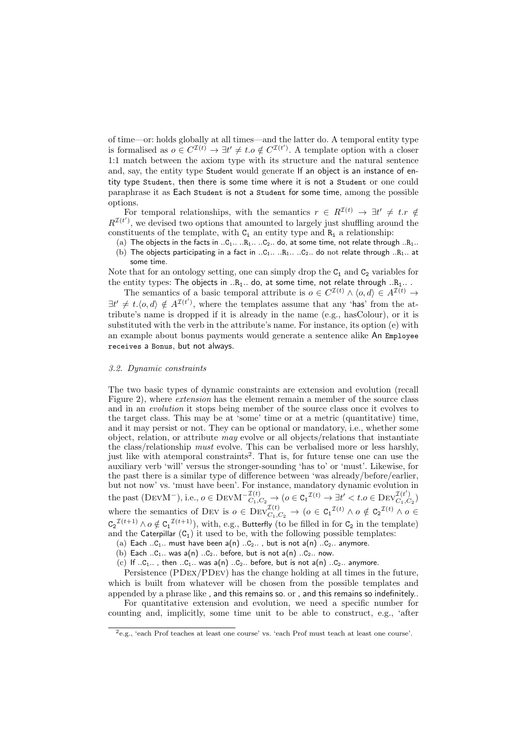of time—or: holds globally at all times—and the latter do. A temporal entity type is formalised as $o \in C^{\mathcal{I}(t)} \rightarrow \exists t' \neq t. o \notin C^{\mathcal{I}(t')}$. A template option with a closer 1:1 match between the axiom type with its structure and the natural sentence and, say, the entity type Student would generate If an object is an instance of entity type Student, then there is some time where it is not a Student or one could paraphrase it as Each Student is not a Student for some time, among the possible options.

For temporal relationships, with the semantics $r \in R^{\mathcal{I}(t)} \rightarrow \exists t' \neq t. r \notin R^{\mathcal{I}(t')}$, we devised two options that amounted to largely just shuffling around the constituents of the template, with $\mathtt{C_1}$ an entity type and $\mathtt{R_1}$ a relationship:

(a) The objects in the facts in ..C$_1$.. ..R$_1$.. ..C$_2$.. do, at some time, not relate through ..R$_1$..

(b) The objects participating in a fact in ..C$_1$.. ..R$_1$.. ..C$_2$.. do not relate through ..R$_1$.. at some time.

Note that for an ontology setting, one can simply drop the $\mathtt{C_1}$ and $\mathtt{C_2}$ variables for the entity types: The objects in ..R$_1$.. do, at some time, not relate through ..R$_1$.. .

The semantics of a basic temporal attribute is $o \in C^{\mathcal{I}(t)} \wedge \langle o, d \rangle \in A^{\mathcal{I}(t)} \rightarrow \exists t' \neq t. \langle o, d \rangle \notin A^{\mathcal{I}(t')}$, where the templates assume that any 'has' from the attribute's name is dropped if it is already in the name (e.g., hasColour), or it is substituted with the verb in the attribute's name. For instance, its option (e) with an example about bonus payments would generate a sentence alike An Employee receives a Bonus, but not always.

### 3.2. Dynamic constraints

The two basic types of dynamic constraints are extension and evolution (recall Figure 2), where *extension* has the element remain a member of the source class and in an *evolution* it stops being member of the source class once it evolves to the target class. This may be at 'some' time or at a metric (quantitative) time, and it may persist or not. They can be optional or mandatory, i.e., whether some object, relation, or attribute *may* evolve or all objects/relations that instantiate the class/relationship *must* evolve. This can be verbalised more or less harshly, just like with atemporal constraints[2]. That is, for future tense one can use the auxiliary verb 'will' versus the stronger-sounding 'has to' or 'must'. Likewise, for the past there is a similar type of difference between 'was already/before/earlier, but not now' vs. 'must have been'. For instance, mandatory dynamic evolution in the past (DevM$^-$), i.e., $o \in \text{DevM}^{-\mathcal{I}(t)}_{C_1,C_2} \rightarrow (o \in \mathtt{C_1}^{\mathcal{I}(t)} \rightarrow \exists t' < t. o \in \text{Dev}^{\mathcal{I}(t')}_{C_1,C_2})$ where the semantics of Dev is $o \in \text{Dev}^{\mathcal{I}(t)}_{C_1,C_2} \rightarrow (o \in \mathtt{C_1}^{\mathcal{I}(t)} \wedge o \notin \mathtt{C_2}^{\mathcal{I}(t)} \wedge o \in \mathtt{C_2}^{\mathcal{I}(t+1)} \wedge o \notin \mathtt{C_1}^{\mathcal{I}(t+1)})$, with, e.g., Butterfly (to be filled in for $\mathtt{C_2}$ in the template) and the Caterpillar ($\mathtt{C_1}$) it used to be, with the following possible templates:

(a) Each ..C$_1$.. must have been a(n) ..C$_2$.. , but is not a(n) ..C$_2$.. anymore.

(b) Each ..C$_1$.. was a(n) ..C$_2$.. before, but is not a(n) ..C$_2$.. now.

(c) If ..C$_1$.. , then ..C$_1$.. was a(n) ..C$_2$.. before, but is not a(n) ..C$_2$.. anymore.

Persistence (PDex/PDev) has the change holding at all times in the future, which is built from whatever will be chosen from the possible templates and appended by a phrase like , and this remains so. or , and this remains so indefinitely..

For quantitative extension and evolution, we need a specific number for counting and, implicitly, some time unit to be able to construct, e.g., 'after

[2] e.g., 'each Prof teaches at least one course' vs. 'each Prof must teach at least one course'.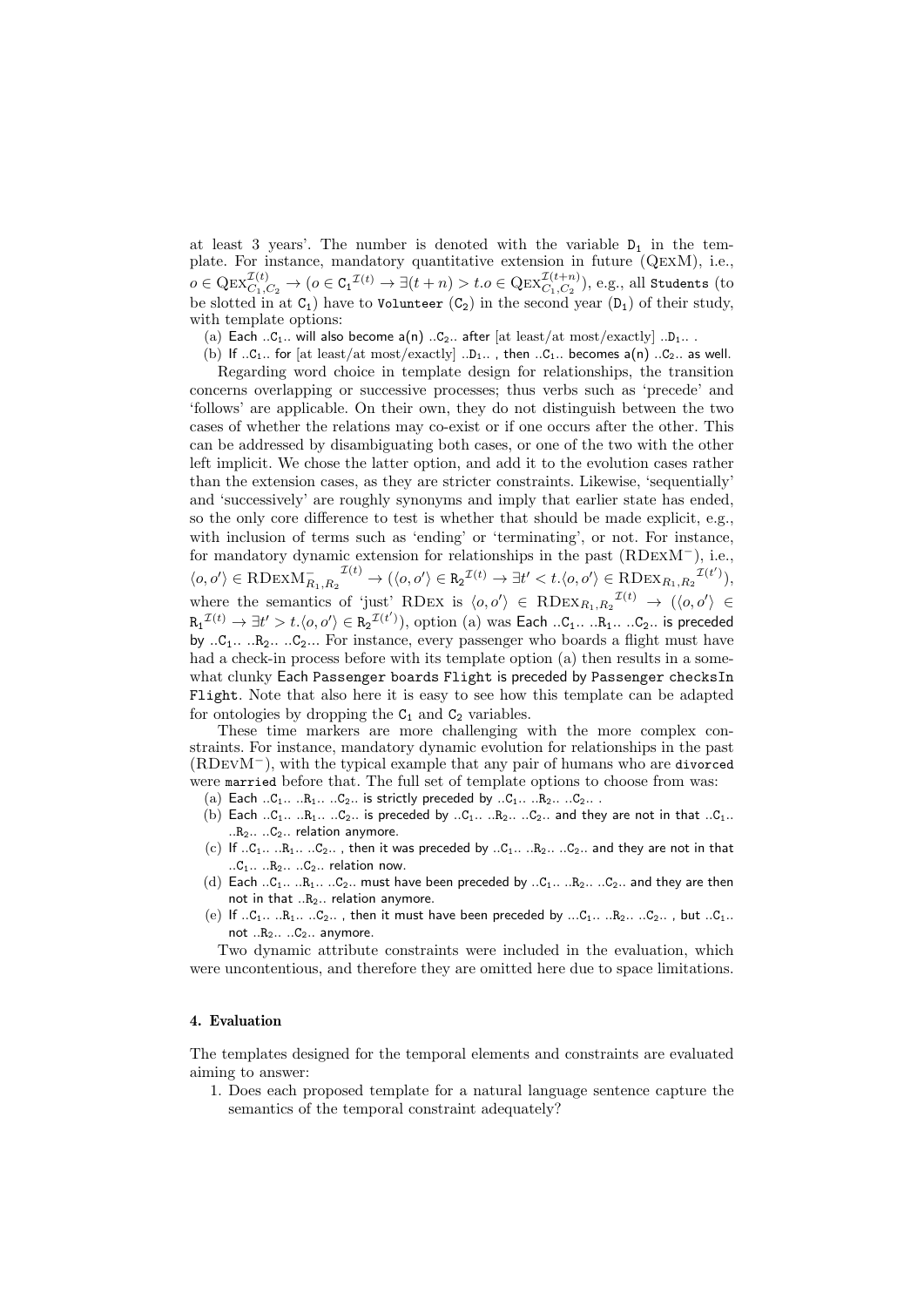at least 3 years'. The number is denoted with the variable $\mathtt{D}_1$ in the template. For instance, mandatory quantitative extension in future (QexM), i.e., $o \in \mathrm{QEX}_{C_1,C_2}^{\mathcal{I}(t)} \rightarrow (o \in \mathtt{C_1}^{\mathcal{I}(t)} \rightarrow \exists (t+n) > t. o \in \mathrm{QEX}_{C_1,C_2}^{\mathcal{I}(t+n)})$, e.g., all `Students` (to be slotted in at $\mathtt{C}_1$) have to `Volunteer` ($\mathtt{C}_2$) in the second year ($\mathtt{D}_1$) of their study, with template options:

(a) Each ..C$_1$.. will also become a(n) ..C$_2$.. after [at least/at most/exactly] ..D$_1$.. .

(b) If ..C$_1$.. for [at least/at most/exactly] ..D$_1$.. , then ..C$_1$.. becomes a(n) ..C$_2$.. as well.

Regarding word choice in template design for relationships, the transition concerns overlapping or successive processes; thus verbs such as 'precede' and 'follows' are applicable. On their own, they do not distinguish between the two cases of whether the relations may co-exist or if one occurs after the other. This can be addressed by disambiguating both cases, or one of the two with the other left implicit. We chose the latter option, and add it to the evolution cases rather than the extension cases, as they are stricter constraints. Likewise, 'sequentially' and 'successively' are roughly synonyms and imply that earlier state has ended, so the only core difference to test is whether that should be made explicit, e.g., with inclusion of terms such as 'ending' or 'terminating', or not. For instance, for mandatory dynamic extension for relationships in the past (RDexM$^-$), i.e., $\langle o, o' \rangle \in \mathrm{RDEXM}_{R_1,R_2}^{-\,\mathcal{I}(t)} \rightarrow (\langle o, o' \rangle \in \mathtt{R_2}^{\mathcal{I}(t)} \rightarrow \exists t' < t. \langle o, o' \rangle \in \mathrm{RDEX}_{R_1,R_2}^{\mathcal{I}(t')})$, where the semantics of 'just' RDex is $\langle o, o' \rangle \in \mathrm{RDEX}_{R_1,R_2}^{\mathcal{I}(t)} \rightarrow (\langle o, o' \rangle \in \mathtt{R_1}^{\mathcal{I}(t)} \rightarrow \exists t' > t. \langle o, o' \rangle \in \mathtt{R_2}^{\mathcal{I}(t')})$, option (a) was Each ..C$_1$.. ..R$_1$.. ..C$_2$.. is preceded by ..C$_1$.. ..R$_2$.. ..C$_2$... For instance, every passenger who boards a flight must have had a check-in process before with its template option (a) then results in a somewhat clunky Each `Passenger` `boards` `Flight` is preceded by `Passenger` `checksIn` `Flight`. Note that also here it is easy to see how this template can be adapted for ontologies by dropping the $\mathtt{C}_1$ and $\mathtt{C}_2$ variables.

These time markers are more challenging with the more complex constraints. For instance, mandatory dynamic evolution for relationships in the past (RDevM$^-$), with the typical example that any pair of humans who are `divorced` were `married` before that. The full set of template options to choose from was:

(a) Each ..C$_1$.. ..R$_1$.. ..C$_2$.. is strictly preceded by ..C$_1$.. ..R$_2$.. ..C$_2$.. .

(b) Each ..C$_1$.. ..R$_1$.. ..C$_2$.. is preceded by ..C$_1$.. ..R$_2$.. ..C$_2$.. and they are not in that ..C$_1$.. ..R$_2$.. ..C$_2$.. relation anymore.

(c) If ..C$_1$.. ..R$_1$.. ..C$_2$.. , then it was preceded by ..C$_1$.. ..R$_2$.. ..C$_2$.. and they are not in that ..C$_1$.. ..R$_2$.. ..C$_2$.. relation now.

(d) Each ..C$_1$.. ..R$_1$.. ..C$_2$.. must have been preceded by ..C$_1$.. ..R$_2$.. ..C$_2$.. and they are then not in that ..R$_2$.. relation anymore.

(e) If ..C$_1$.. ..R$_1$.. ..C$_2$.. , then it must have been preceded by ...C$_1$.. ..R$_2$.. ..C$_2$.. , but ..C$_1$.. not ..R$_2$.. ..C$_2$.. anymore.

Two dynamic attribute constraints were included in the evaluation, which were uncontentious, and therefore they are omitted here due to space limitations.

## 4. Evaluation

The templates designed for the temporal elements and constraints are evaluated aiming to answer:

1. Does each proposed template for a natural language sentence capture the semantics of the temporal constraint adequately?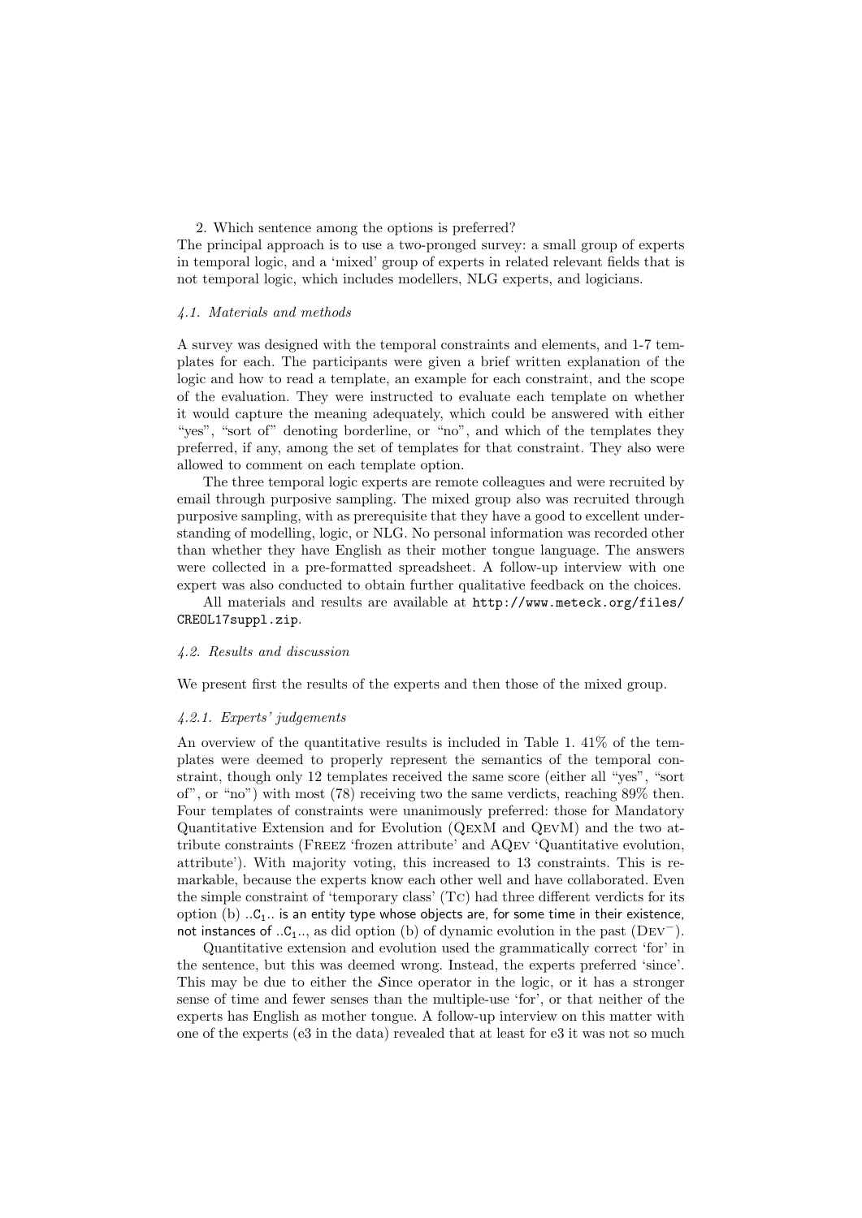2. Which sentence among the options is preferred?

The principal approach is to use a two-pronged survey: a small group of experts in temporal logic, and a 'mixed' group of experts in related relevant fields that is not temporal logic, which includes modellers, NLG experts, and logicians.

### 4.1. Materials and methods

A survey was designed with the temporal constraints and elements, and 1-7 templates for each. The participants were given a brief written explanation of the logic and how to read a template, an example for each constraint, and the scope of the evaluation. They were instructed to evaluate each template on whether it would capture the meaning adequately, which could be answered with either "yes", "sort of" denoting borderline, or "no", and which of the templates they preferred, if any, among the set of templates for that constraint. They also were allowed to comment on each template option.

The three temporal logic experts are remote colleagues and were recruited by email through purposive sampling. The mixed group also was recruited through purposive sampling, with as prerequisite that they have a good to excellent understanding of modelling, logic, or NLG. No personal information was recorded other than whether they have English as their mother tongue language. The answers were collected in a pre-formatted spreadsheet. A follow-up interview with one expert was also conducted to obtain further qualitative feedback on the choices.

All materials and results are available at `http://www.meteck.org/files/CREOL17suppl.zip`.

### 4.2. Results and discussion

We present first the results of the experts and then those of the mixed group.

#### 4.2.1. Experts' judgements

An overview of the quantitative results is included in Table 1. 41% of the templates were deemed to properly represent the semantics of the temporal constraint, though only 12 templates received the same score (either all "yes", "sort of", or "no") with most (78) receiving two the same verdicts, reaching 89% then. Four templates of constraints were unanimously preferred: those for Mandatory Quantitative Extension and for Evolution (QexM and QevM) and the two attribute constraints (Freez 'frozen attribute' and AQev 'Quantitative evolution, attribute'). With majority voting, this increased to 13 constraints. This is remarkable, because the experts know each other well and have collaborated. Even the simple constraint of 'temporary class' (Tc) had three different verdicts for its option (b) ..$C_1$.. is an entity type whose objects are, for some time in their existence, not instances of ..$C_1$.., as did option (b) of dynamic evolution in the past ($\text{Dev}^-$).

Quantitative extension and evolution used the grammatically correct 'for' in the sentence, but this was deemed wrong. Instead, the experts preferred 'since'. This may be due to either the $\mathcal{S}$ince operator in the logic, or it has a stronger sense of time and fewer senses than the multiple-use 'for', or that neither of the experts has English as mother tongue. A follow-up interview on this matter with one of the experts (e3 in the data) revealed that at least for e3 it was not so much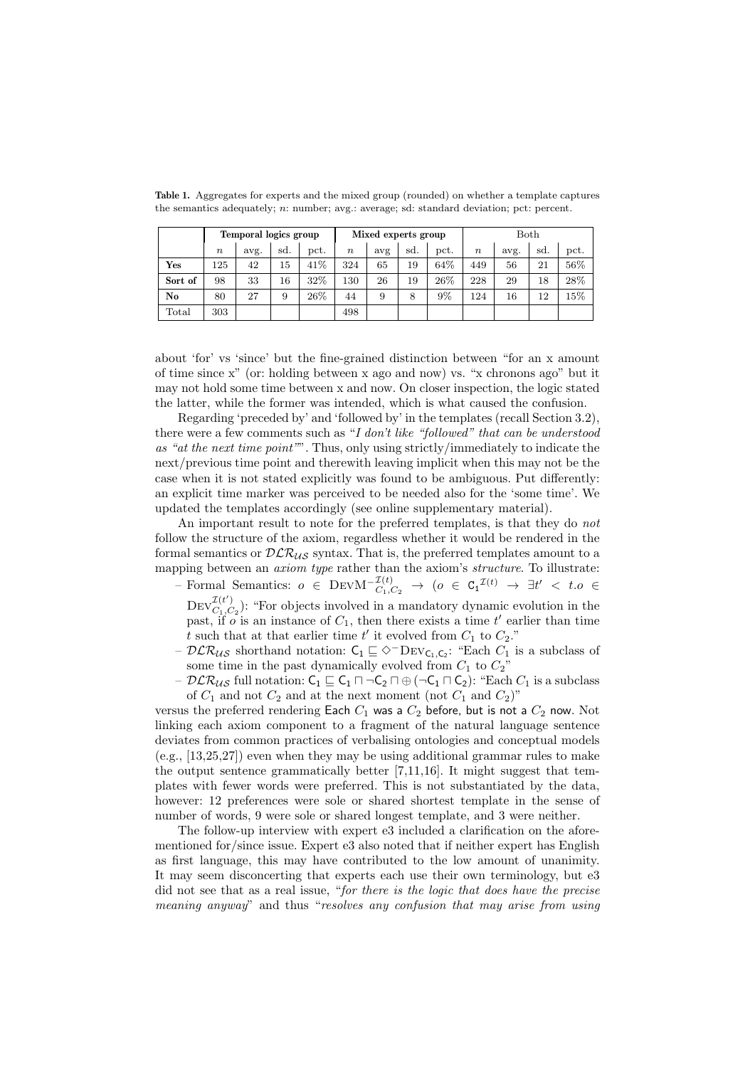**Table 1.** Aggregates for experts and the mixed group (rounded) on whether a template captures the semantics adequately; $n$: number; avg.: average; sd: standard deviation; pct: percent.

| | **Temporal logics group** | | | | **Mixed experts group** | | | | Both | | | |
|---|---|---|---|---|---|---|---|---|---|---|---|---|
| | $n$ | avg. | sd. | pct. | $n$ | avg | sd. | pct. | $n$ | avg. | sd. | pct. |
| **Yes** | 125 | 42 | 15 | 41% | 324 | 65 | 19 | 64% | 449 | 56 | 21 | 56% |
| **Sort of** | 98 | 33 | 16 | 32% | 130 | 26 | 19 | 26% | 228 | 29 | 18 | 28% |
| **No** | 80 | 27 | 9 | 26% | 44 | 9 | 8 | 9% | 124 | 16 | 12 | 15% |
| Total | 303 | | | | 498 | | | | | | | |

about 'for' vs 'since' but the fine-grained distinction between "for an x amount of time since x" (or: holding between x ago and now) vs. "x chronons ago" but it may not hold some time between x and now. On closer inspection, the logic stated the latter, while the former was intended, which is what caused the confusion.

Regarding 'preceded by' and 'followed by' in the templates (recall Section 3.2), there were a few comments such as "*I don't like "followed" that can be understood as "at the next time point"*". Thus, only using strictly/immediately to indicate the next/previous time point and therewith leaving implicit when this may not be the case when it is not stated explicitly was found to be ambiguous. Put differently: an explicit time marker was perceived to be needed also for the 'some time'. We updated the templates accordingly (see online supplementary material).

An important result to note for the preferred templates, is that they do *not* follow the structure of the axiom, regardless whether it would be rendered in the formal semantics or $\mathcal{DLR}_{\mathcal{US}}$ syntax. That is, the preferred templates amount to a mapping between an *axiom type* rather than the axiom's *structure*. To illustrate:

- Formal Semantics: $o \in \text{DevM}^{-\mathcal{I}(t)}_{C_1,C_2} \rightarrow (o \in \mathsf{C_1}^{\mathcal{I}(t)} \rightarrow \exists t' < t. o \in \text{Dev}^{\mathcal{I}(t')}_{C_1,C_2})$: "For objects involved in a mandatory dynamic evolution in the past, if $o$ is an instance of $C_1$, then there exists a time $t'$ earlier than time $t$ such that at that earlier time $t'$ it evolved from $C_1$ to $C_2$."
- $\mathcal{DLR}_{\mathcal{US}}$ shorthand notation: $\mathsf{C_1} \sqsubseteq \diamond^{-}\text{Dev}_{\mathsf{C_1},\mathsf{C_2}}$: "Each $C_1$ is a subclass of some time in the past dynamically evolved from $C_1$ to $C_2$"
- $\mathcal{DLR}_{\mathcal{US}}$ full notation: $\mathsf{C_1} \sqsubseteq \mathsf{C_1} \sqcap \neg\mathsf{C_2} \sqcap \oplus(\neg\mathsf{C_1} \sqcap \mathsf{C_2})$: "Each $C_1$ is a subclass of $C_1$ and not $C_2$ and at the next moment (not $C_1$ and $C_2$)"

versus the preferred rendering Each $C_1$ was a $C_2$ before, but is not a $C_2$ now. Not linking each axiom component to a fragment of the natural language sentence deviates from common practices of verbalising ontologies and conceptual models (e.g., [13,25,27]) even when they may be using additional grammar rules to make the output sentence grammatically better [7,11,16]. It might suggest that templates with fewer words were preferred. This is not substantiated by the data, however: 12 preferences were sole or shared shortest template in the sense of number of words, 9 were sole or shared longest template, and 3 were neither.

The follow-up interview with expert e3 included a clarification on the aforementioned for/since issue. Expert e3 also noted that if neither expert has English as first language, this may have contributed to the low amount of unanimity. It may seem disconcerting that experts each use their own terminology, but e3 did not see that as a real issue, "*for there is the logic that does have the precise meaning anyway*" and thus "*resolves any confusion that may arise from using*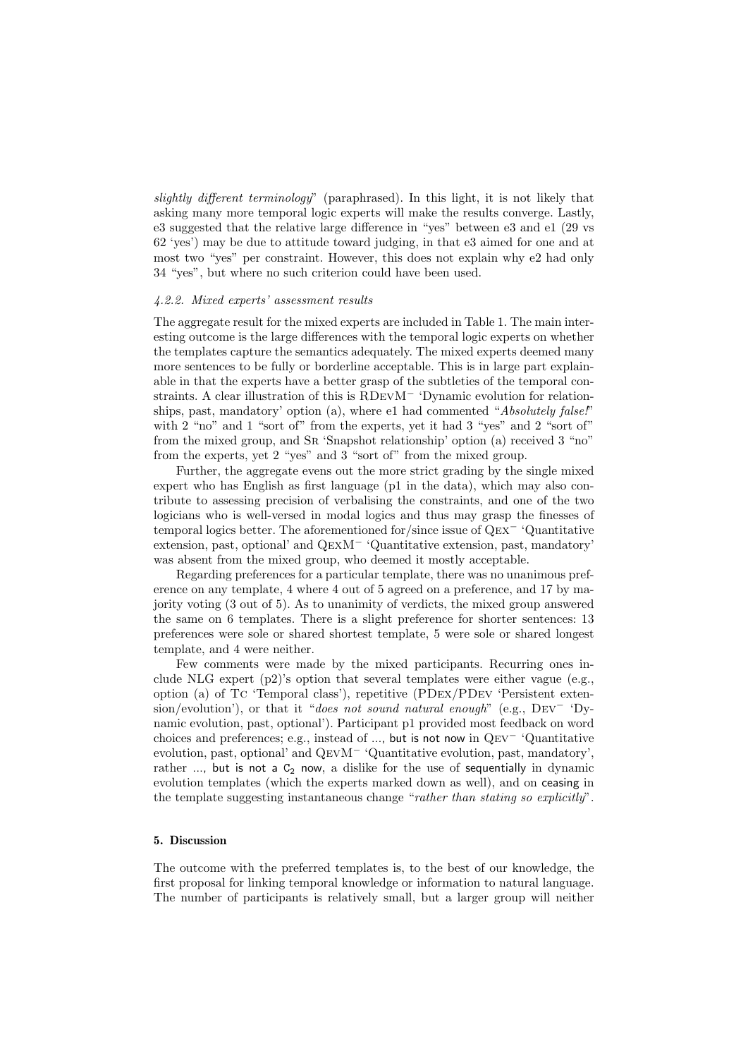*slightly different terminology*" (paraphrased). In this light, it is not likely that asking many more temporal logic experts will make the results converge. Lastly, e3 suggested that the relative large difference in "yes" between e3 and e1 (29 vs 62 'yes') may be due to attitude toward judging, in that e3 aimed for one and at most two "yes" per constraint. However, this does not explain why e2 had only 34 "yes", but where no such criterion could have been used.

#### *4.2.2. Mixed experts' assessment results*

The aggregate result for the mixed experts are included in Table 1. The main interesting outcome is the large differences with the temporal logic experts on whether the templates capture the semantics adequately. The mixed experts deemed many more sentences to be fully or borderline acceptable. This is in large part explainable in that the experts have a better grasp of the subtleties of the temporal constraints. A clear illustration of this is RDevM$^-$ 'Dynamic evolution for relationships, past, mandatory' option (a), where e1 had commented "*Absolutely false!*" with 2 "no" and 1 "sort of" from the experts, yet it had 3 "yes" and 2 "sort of" from the mixed group, and Sr 'Snapshot relationship' option (a) received 3 "no" from the experts, yet 2 "yes" and 3 "sort of" from the mixed group.

Further, the aggregate evens out the more strict grading by the single mixed expert who has English as first language (p1 in the data), which may also contribute to assessing precision of verbalising the constraints, and one of the two logicians who is well-versed in modal logics and thus may grasp the finesses of temporal logics better. The aforementioned for/since issue of Qex$^-$ 'Quantitative extension, past, optional' and QexM$^-$ 'Quantitative extension, past, mandatory' was absent from the mixed group, who deemed it mostly acceptable.

Regarding preferences for a particular template, there was no unanimous preference on any template, 4 where 4 out of 5 agreed on a preference, and 17 by majority voting (3 out of 5). As to unanimity of verdicts, the mixed group answered the same on 6 templates. There is a slight preference for shorter sentences: 13 preferences were sole or shared shortest template, 5 were sole or shared longest template, and 4 were neither.

Few comments were made by the mixed participants. Recurring ones include NLG expert (p2)'s option that several templates were either vague (e.g., option (a) of Tc 'Temporal class'), repetitive (PDex/PDev 'Persistent extension/evolution'), or that it "*does not sound natural enough*" (e.g., Dev$^-$ 'Dynamic evolution, past, optional'). Participant p1 provided most feedback on word choices and preferences; e.g., instead of ..., but is not now in Qev$^-$ 'Quantitative evolution, past, optional' and QevM$^-$ 'Quantitative evolution, past, mandatory', rather ..., but is not a $C_2$ now, a dislike for the use of sequentially in dynamic evolution templates (which the experts marked down as well), and on ceasing in the template suggesting instantaneous change "*rather than stating so explicitly*".

## 5. Discussion

The outcome with the preferred templates is, to the best of our knowledge, the first proposal for linking temporal knowledge or information to natural language. The number of participants is relatively small, but a larger group will neither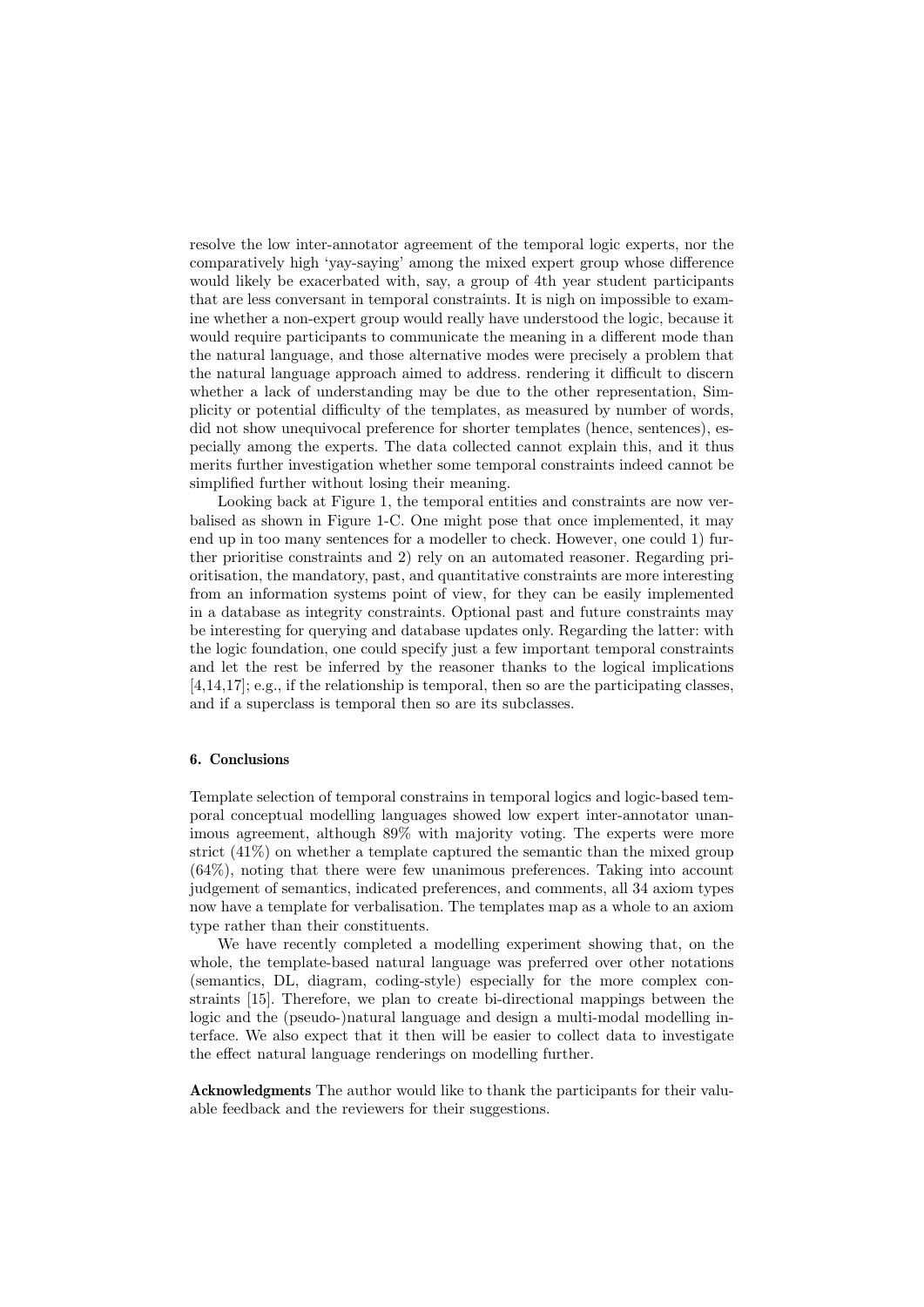resolve the low inter-annotator agreement of the temporal logic experts, nor the comparatively high 'yay-saying' among the mixed expert group whose difference would likely be exacerbated with, say, a group of 4th year student participants that are less conversant in temporal constraints. It is nigh on impossible to examine whether a non-expert group would really have understood the logic, because it would require participants to communicate the meaning in a different mode than the natural language, and those alternative modes were precisely a problem that the natural language approach aimed to address. rendering it difficult to discern whether a lack of understanding may be due to the other representation, Simplicity or potential difficulty of the templates, as measured by number of words, did not show unequivocal preference for shorter templates (hence, sentences), especially among the experts. The data collected cannot explain this, and it thus merits further investigation whether some temporal constraints indeed cannot be simplified further without losing their meaning.

Looking back at Figure 1, the temporal entities and constraints are now verbalised as shown in Figure 1-C. One might pose that once implemented, it may end up in too many sentences for a modeller to check. However, one could 1) further prioritise constraints and 2) rely on an automated reasoner. Regarding prioritisation, the mandatory, past, and quantitative constraints are more interesting from an information systems point of view, for they can be easily implemented in a database as integrity constraints. Optional past and future constraints may be interesting for querying and database updates only. Regarding the latter: with the logic foundation, one could specify just a few important temporal constraints and let the rest be inferred by the reasoner thanks to the logical implications [4,14,17]; e.g., if the relationship is temporal, then so are the participating classes, and if a superclass is temporal then so are its subclasses.

## 6. Conclusions

Template selection of temporal constrains in temporal logics and logic-based temporal conceptual modelling languages showed low expert inter-annotator unanimous agreement, although 89% with majority voting. The experts were more strict (41%) on whether a template captured the semantic than the mixed group (64%), noting that there were few unanimous preferences. Taking into account judgement of semantics, indicated preferences, and comments, all 34 axiom types now have a template for verbalisation. The templates map as a whole to an axiom type rather than their constituents.

We have recently completed a modelling experiment showing that, on the whole, the template-based natural language was preferred over other notations (semantics, DL, diagram, coding-style) especially for the more complex constraints [15]. Therefore, we plan to create bi-directional mappings between the logic and the (pseudo-)natural language and design a multi-modal modelling interface. We also expect that it then will be easier to collect data to investigate the effect natural language renderings on modelling further.

**Acknowledgments** The author would like to thank the participants for their valuable feedback and the reviewers for their suggestions.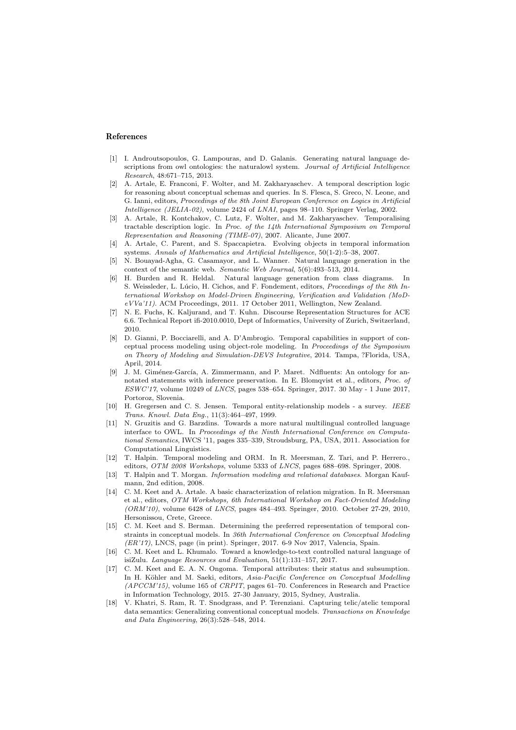## References

[1] I. Androutsopoulos, G. Lampouras, and D. Galanis. Generating natural language descriptions from owl ontologies: the naturalowl system. *Journal of Artificial Intelligence Research*, 48:671–715, 2013.

[2] A. Artale, E. Franconi, F. Wolter, and M. Zakharyaschev. A temporal description logic for reasoning about conceptual schemas and queries. In S. Flesca, S. Greco, N. Leone, and G. Ianni, editors, *Proceedings of the 8th Joint European Conference on Logics in Artificial Intelligence (JELIA-02)*, volume 2424 of *LNAI*, pages 98–110. Springer Verlag, 2002.

[3] A. Artale, R. Kontchakov, C. Lutz, F. Wolter, and M. Zakharyaschev. Temporalising tractable description logic. In *Proc. of the 14th International Symposium on Temporal Representation and Reasoning (TIME-07)*, 2007. Alicante, June 2007.

[4] A. Artale, C. Parent, and S. Spaccapietra. Evolving objects in temporal information systems. *Annals of Mathematics and Artificial Intelligence*, 50(1-2):5–38, 2007.

[5] N. Bouayad-Agha, G. Casamayor, and L. Wanner. Natural language generation in the context of the semantic web. *Semantic Web Journal*, 5(6):493–513, 2014.

[6] H. Burden and R. Heldal. Natural language generation from class diagrams. In S. Weissleder, L. Lúcio, H. Cichos, and F. Fondement, editors, *Proceedings of the 8th International Workshop on Model-Driven Engineering, Verification and Validation (MoDeVVa'11)*. ACM Proceedings, 2011. 17 October 2011, Wellington, New Zealand.

[7] N. E. Fuchs, K. Kaljurand, and T. Kuhn. Discourse Representation Structures for ACE 6.6. Technical Report ifi-2010.0010, Dept of Informatics, University of Zurich, Switzerland, 2010.

[8] D. Gianni, P. Bocciarelli, and A. D'Ambrogio. Temporal capabilities in support of conceptual process modeling using object-role modeling. In *Proceedings of the Symposium on Theory of Modeling and Simulation-DEVS Integrative*, 2014. Tampa, ?Florida, USA, April, 2014.

[9] J. M. Giménez-García, A. Zimmermann, and P. Maret. Ndfluents: An ontology for annotated statements with inference preservation. In E. Blomqvist et al., editors, *Proc. of ESWC'17*, volume 10249 of *LNCS*, pages 538–654. Springer, 2017. 30 May - 1 June 2017, Portoroz, Slovenia.

[10] H. Gregersen and C. S. Jensen. Temporal entity-relationship models - a survey. *IEEE Trans. Knowl. Data Eng.*, 11(3):464–497, 1999.

[11] N. Gruzitis and G. Barzdins. Towards a more natural multilingual controlled language interface to OWL. In *Proceedings of the Ninth International Conference on Computational Semantics*, IWCS '11, pages 335–339, Stroudsburg, PA, USA, 2011. Association for Computational Linguistics.

[12] T. Halpin. Temporal modeling and ORM. In R. Meersman, Z. Tari, and P. Herrero., editors, *OTM 2008 Workshops*, volume 5333 of *LNCS*, pages 688–698. Springer, 2008.

[13] T. Halpin and T. Morgan. *Information modeling and relational databases*. Morgan Kaufmann, 2nd edition, 2008.

[14] C. M. Keet and A. Artale. A basic characterization of relation migration. In R. Meersman et al., editors, *OTM Workshops, 6th International Workshop on Fact-Oriented Modeling (ORM'10)*, volume 6428 of *LNCS*, pages 484–493. Springer, 2010. October 27-29, 2010, Hersonissou, Crete, Greece.

[15] C. M. Keet and S. Berman. Determining the preferred representation of temporal constraints in conceptual models. In *36th International Conference on Conceptual Modeling (ER'17)*, LNCS, page (in print). Springer, 2017. 6-9 Nov 2017, Valencia, Spain.

[16] C. M. Keet and L. Khumalo. Toward a knowledge-to-text controlled natural language of isiZulu. *Language Resources and Evaluation*, 51(1):131–157, 2017.

[17] C. M. Keet and E. A. N. Ongoma. Temporal attributes: their status and subsumption. In H. Köhler and M. Saeki, editors, *Asia-Pacific Conference on Conceptual Modelling (APCCM'15)*, volume 165 of *CRPIT*, pages 61–70. Conferences in Research and Practice in Information Technology, 2015. 27-30 January, 2015, Sydney, Australia.

[18] V. Khatri, S. Ram, R. T. Snodgrass, and P. Terenziani. Capturing telic/atelic temporal data semantics: Generalizing conventional conceptual models. *Transactions on Knowledge and Data Engineering*, 26(3):528–548, 2014.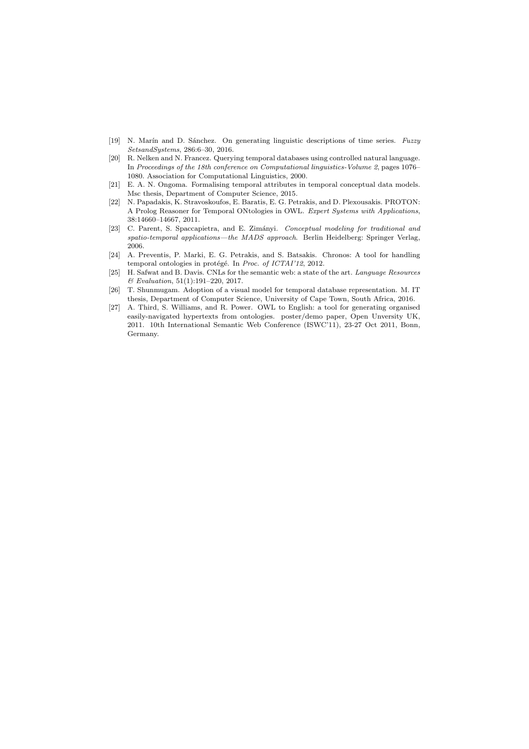[19] N. Marín and D. Sánchez. On generating linguistic descriptions of time series. *Fuzzy SetsandSystems*, 286:6–30, 2016.

[20] R. Nelken and N. Francez. Querying temporal databases using controlled natural language. In *Proceedings of the 18th conference on Computational linguistics-Volume 2*, pages 1076–1080. Association for Computational Linguistics, 2000.

[21] E. A. N. Ongoma. Formalising temporal attributes in temporal conceptual data models. Msc thesis, Department of Computer Science, 2015.

[22] N. Papadakis, K. Stravoskoufos, E. Baratis, E. G. Petrakis, and D. Plexousakis. PROTON: A Prolog Reasoner for Temporal ONtologies in OWL. *Expert Systems with Applications*, 38:14660–14667, 2011.

[23] C. Parent, S. Spaccapietra, and E. Zimányi. *Conceptual modeling for traditional and spatio-temporal applications—the MADS approach*. Berlin Heidelberg: Springer Verlag, 2006.

[24] A. Preventis, P. Marki, E. G. Petrakis, and S. Batsakis. Chronos: A tool for handling temporal ontologies in protégé. In *Proc. of ICTAI'12*, 2012.

[25] H. Safwat and B. Davis. CNLs for the semantic web: a state of the art. *Language Resources & Evaluation*, 51(1):191–220, 2017.

[26] T. Shunmugam. Adoption of a visual model for temporal database representation. M. IT thesis, Department of Computer Science, University of Cape Town, South Africa, 2016.

[27] A. Third, S. Williams, and R. Power. OWL to English: a tool for generating organised easily-navigated hypertexts from ontologies. poster/demo paper, Open Unversity UK, 2011. 10th International Semantic Web Conference (ISWC'11), 23-27 Oct 2011, Bonn, Germany.